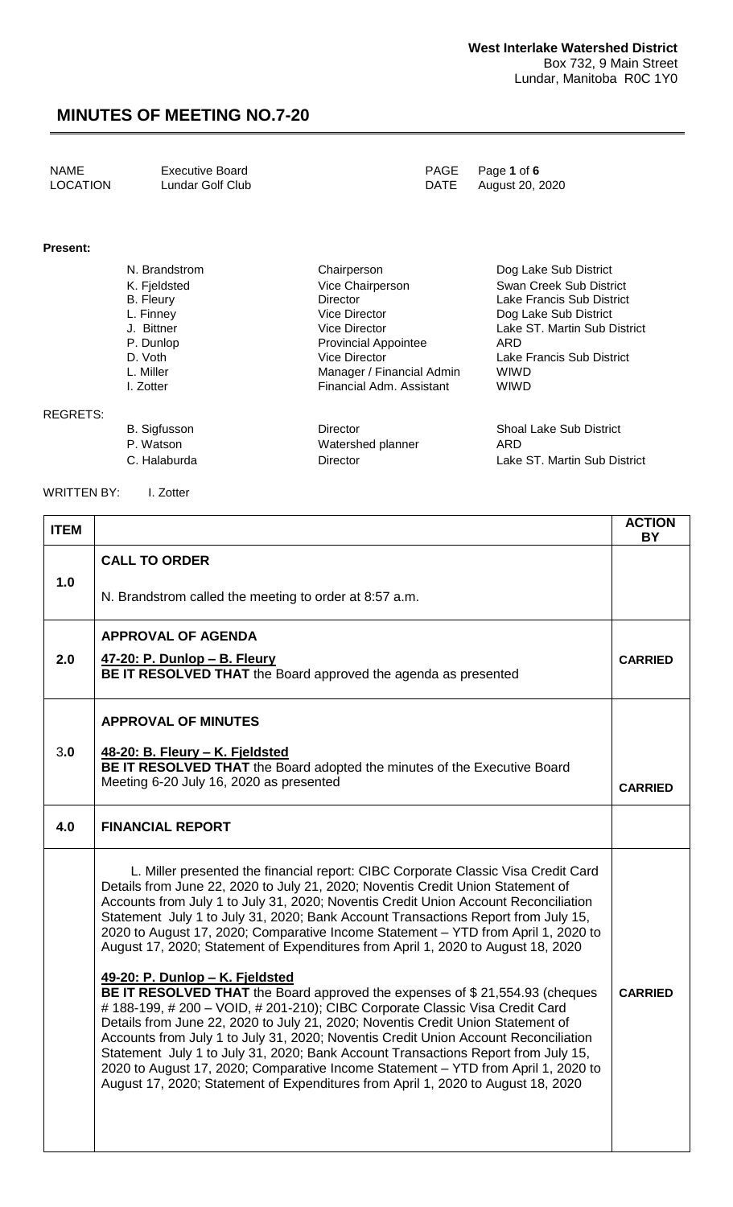**West Interlake Watershed District**
Box 732, 9 Main Street
Lundar, Manitoba R0C 1Y0

# MINUTES OF MEETING NO.7-20

| | | | |
|---|---|---|---|
| NAME | Executive Board | PAGE | Page **1** of **6** |
| LOCATION | Lundar Golf Club | DATE | August 20, 2020 |

**Present:**

| | | |
|---|---|---|
| N. Brandstrom | Chairperson | Dog Lake Sub District |
| K. Fjeldsted | Vice Chairperson | Swan Creek Sub District |
| B. Fleury | Director | Lake Francis Sub District |
| L. Finney | Vice Director | Dog Lake Sub District |
| J. Bittner | Vice Director | Lake ST. Martin Sub District |
| P. Dunlop | Provincial Appointee | ARD |
| D. Voth | Vice Director | Lake Francis Sub District |
| L. Miller | Manager / Financial Admin | WIWD |
| I. Zotter | Financial Adm. Assistant | WIWD |

REGRETS:

| | | |
|---|---|---|
| B. Sigfusson | Director | Shoal Lake Sub District |
| P. Watson | Watershed planner | ARD |
| C. Halaburda | Director | Lake ST. Martin Sub District |

WRITTEN BY: I. Zotter

| ITEM | | ACTION BY |
|---|---|---|
| 1.0 | **CALL TO ORDER**<br><br>N. Brandstrom called the meeting to order at 8:57 a.m. | |
| 2.0 | **APPROVAL OF AGENDA**<br><br>**47-20: P. Dunlop – B. Fleury**<br>**BE IT RESOLVED THAT** the Board approved the agenda as presented | **CARRIED** |
| 3.0 | **APPROVAL OF MINUTES**<br><br>**48-20: B. Fleury – K. Fjeldsted**<br>**BE IT RESOLVED THAT** the Board adopted the minutes of the Executive Board Meeting 6-20 July 16, 2020 as presented | **CARRIED** |
| 4.0 | **FINANCIAL REPORT** | |
| | L. Miller presented the financial report: CIBC Corporate Classic Visa Credit Card Details from June 22, 2020 to July 21, 2020; Noventis Credit Union Statement of Accounts from July 1 to July 31, 2020; Noventis Credit Union Account Reconciliation Statement July 1 to July 31, 2020; Bank Account Transactions Report from July 15, 2020 to August 17, 2020; Comparative Income Statement – YTD from April 1, 2020 to August 17, 2020; Statement of Expenditures from April 1, 2020 to August 18, 2020<br><br>**49-20: P. Dunlop – K. Fjeldsted**<br>**BE IT RESOLVED THAT** the Board approved the expenses of $ 21,554.93 (cheques # 188-199, # 200 – VOID, # 201-210); CIBC Corporate Classic Visa Credit Card Details from June 22, 2020 to July 21, 2020; Noventis Credit Union Statement of Accounts from July 1 to July 31, 2020; Noventis Credit Union Account Reconciliation Statement July 1 to July 31, 2020; Bank Account Transactions Report from July 15, 2020 to August 17, 2020; Comparative Income Statement – YTD from April 1, 2020 to August 17, 2020; Statement of Expenditures from April 1, 2020 to August 18, 2020 | **CARRIED** |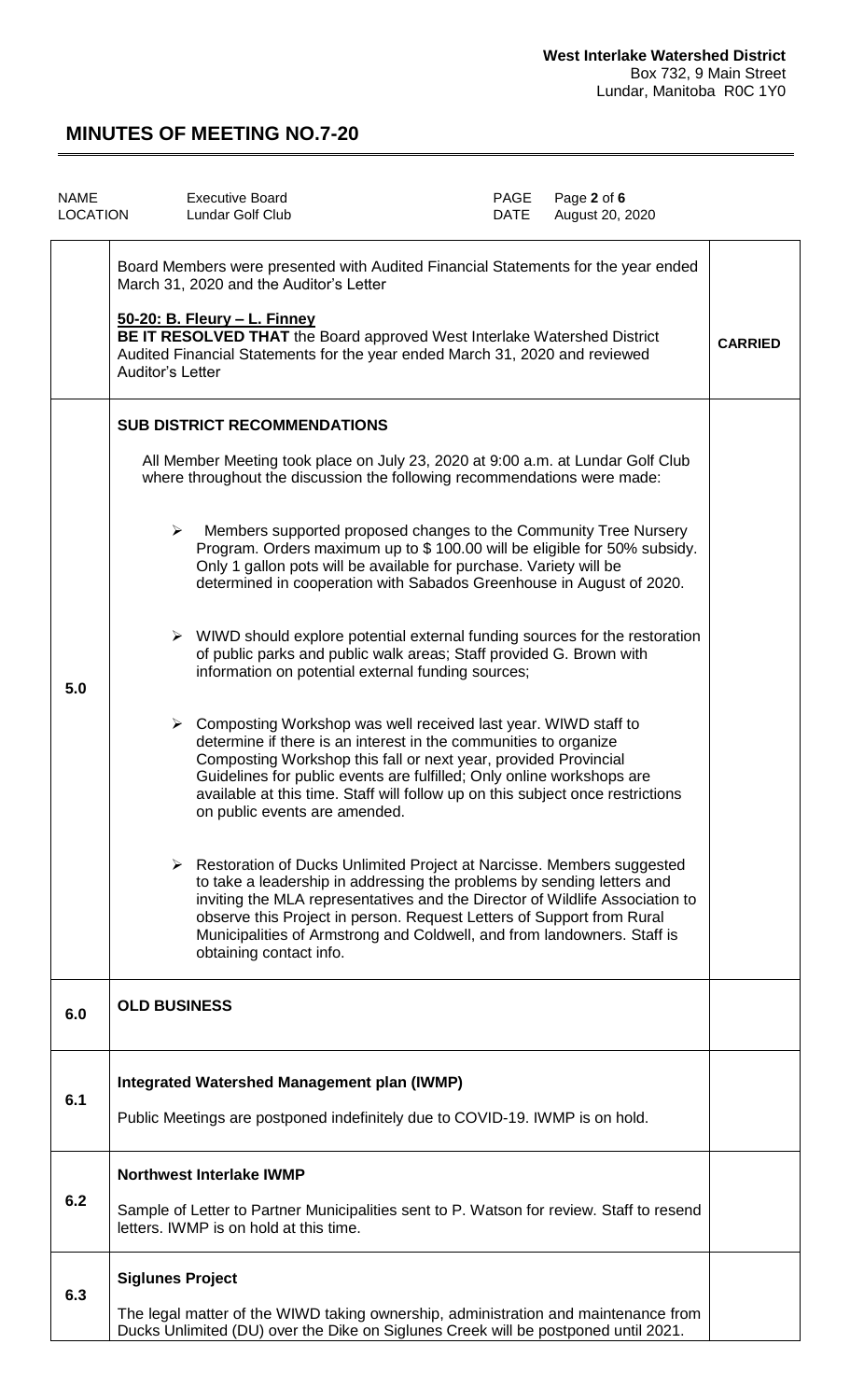# MINUTES OF MEETING NO.7-20

| NAME | Executive Board | PAGE | Page **2** of **6** |
|---|---|---|---|
| LOCATION | Lundar Golf Club | DATE | August 20, 2020 |

| | | |
|---|---|---|
| | Board Members were presented with Audited Financial Statements for the year ended March 31, 2020 and the Auditor's Letter<br><br>**50-20: B. Fleury – L. Finney**<br>**BE IT RESOLVED THAT** the Board approved West Interlake Watershed District Audited Financial Statements for the year ended March 31, 2020 and reviewed Auditor's Letter | **CARRIED** |
| **5.0** | **SUB DISTRICT RECOMMENDATIONS**<br><br>All Member Meeting took place on July 23, 2020 at 9:00 a.m. at Lundar Golf Club where throughout the discussion the following recommendations were made:<br><br>➢ Members supported proposed changes to the Community Tree Nursery Program. Orders maximum up to $ 100.00 will be eligible for 50% subsidy. Only 1 gallon pots will be available for purchase. Variety will be determined in cooperation with Sabados Greenhouse in August of 2020.<br><br>➢ WIWD should explore potential external funding sources for the restoration of public parks and public walk areas; Staff provided G. Brown with information on potential external funding sources;<br><br>➢ Composting Workshop was well received last year. WIWD staff to determine if there is an interest in the communities to organize Composting Workshop this fall or next year, provided Provincial Guidelines for public events are fulfilled; Only online workshops are available at this time. Staff will follow up on this subject once restrictions on public events are amended.<br><br>➢ Restoration of Ducks Unlimited Project at Narcisse. Members suggested to take a leadership in addressing the problems by sending letters and inviting the MLA representatives and the Director of Wildlife Association to observe this Project in person. Request Letters of Support from Rural Municipalities of Armstrong and Coldwell, and from landowners. Staff is obtaining contact info. | |
| **6.0** | **OLD BUSINESS** | |
| **6.1** | **Integrated Watershed Management plan (IWMP)**<br><br>Public Meetings are postponed indefinitely due to COVID-19. IWMP is on hold. | |
| **6.2** | **Northwest Interlake IWMP**<br><br>Sample of Letter to Partner Municipalities sent to P. Watson for review. Staff to resend letters. IWMP is on hold at this time. | |
| **6.3** | **Siglunes Project**<br><br>The legal matter of the WIWD taking ownership, administration and maintenance from Ducks Unlimited (DU) over the Dike on Siglunes Creek will be postponed until 2021. | |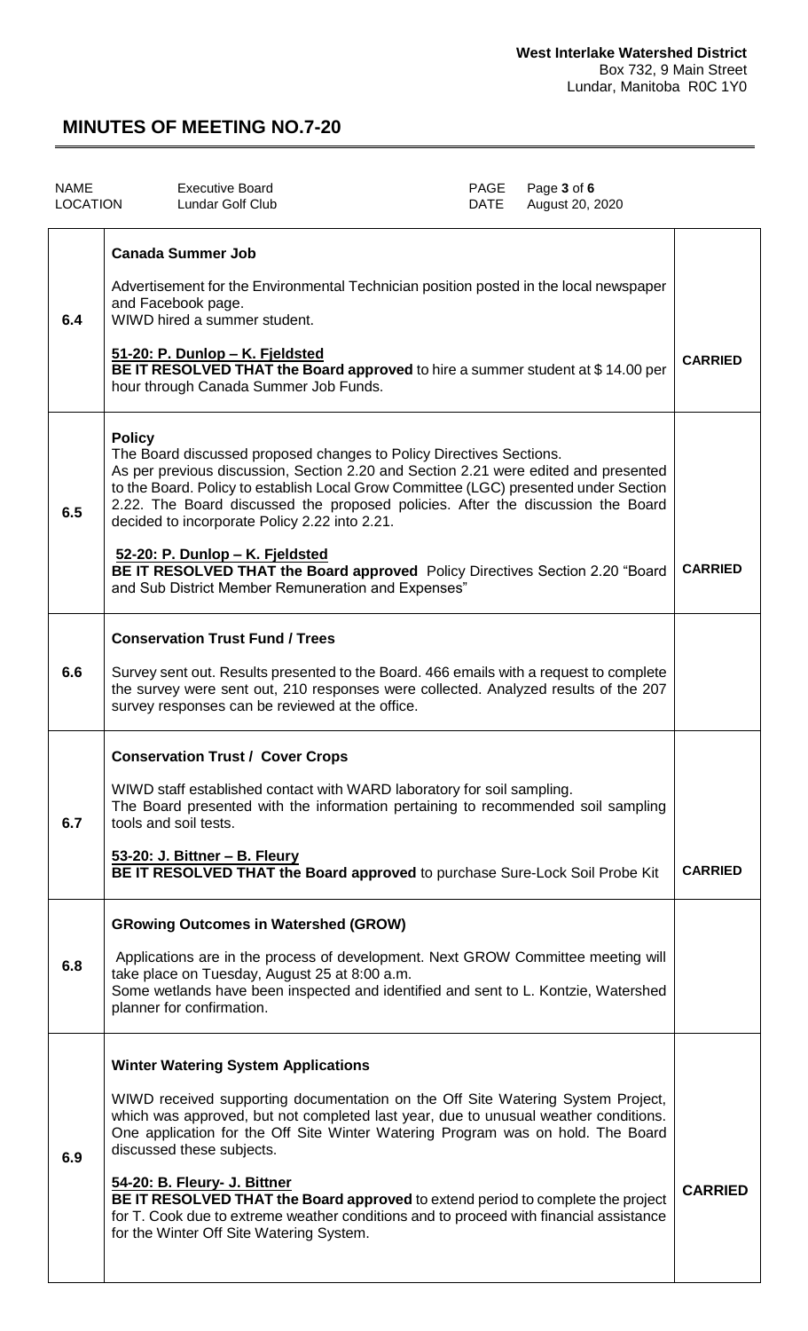**West Interlake Watershed District**
Box 732, 9 Main Street
Lundar, Manitoba R0C 1Y0

# MINUTES OF MEETING NO.7-20

| NAME | Executive Board | PAGE | Page **3** of **6** |
|---|---|---|---|
| LOCATION | Lundar Golf Club | DATE | August 20, 2020 |

| | | |
|---|---|---|
| 6.4 | **Canada Summer Job**<br><br>Advertisement for the Environmental Technician position posted in the local newspaper and Facebook page.<br>WIWD hired a summer student.<br><br>**51-20: P. Dunlop – K. Fjeldsted**<br>**BE IT RESOLVED THAT the Board approved** to hire a summer student at $ 14.00 per hour through Canada Summer Job Funds. | **CARRIED** |
| 6.5 | **Policy**<br>The Board discussed proposed changes to Policy Directives Sections.<br>As per previous discussion, Section 2.20 and Section 2.21 were edited and presented to the Board. Policy to establish Local Grow Committee (LGC) presented under Section 2.22. The Board discussed the proposed policies. After the discussion the Board decided to incorporate Policy 2.22 into 2.21.<br><br>**52-20: P. Dunlop – K. Fjeldsted**<br>**BE IT RESOLVED THAT the Board approved** Policy Directives Section 2.20 "Board and Sub District Member Remuneration and Expenses" | **CARRIED** |
| 6.6 | **Conservation Trust Fund / Trees**<br><br>Survey sent out. Results presented to the Board. 466 emails with a request to complete the survey were sent out, 210 responses were collected. Analyzed results of the 207 survey responses can be reviewed at the office. | |
| 6.7 | **Conservation Trust / Cover Crops**<br><br>WIWD staff established contact with WARD laboratory for soil sampling.<br>The Board presented with the information pertaining to recommended soil sampling tools and soil tests.<br><br>**53-20: J. Bittner – B. Fleury**<br>**BE IT RESOLVED THAT the Board approved** to purchase Sure-Lock Soil Probe Kit | **CARRIED** |
| 6.8 | **GRowing Outcomes in Watershed (GROW)**<br><br>Applications are in the process of development. Next GROW Committee meeting will take place on Tuesday, August 25 at 8:00 a.m.<br>Some wetlands have been inspected and identified and sent to L. Kontzie, Watershed planner for confirmation. | |
| 6.9 | **Winter Watering System Applications**<br><br>WIWD received supporting documentation on the Off Site Watering System Project, which was approved, but not completed last year, due to unusual weather conditions. One application for the Off Site Winter Watering Program was on hold. The Board discussed these subjects.<br><br>**54-20: B. Fleury- J. Bittner**<br>**BE IT RESOLVED THAT the Board approved** to extend period to complete the project for T. Cook due to extreme weather conditions and to proceed with financial assistance for the Winter Off Site Watering System. | **CARRIED** |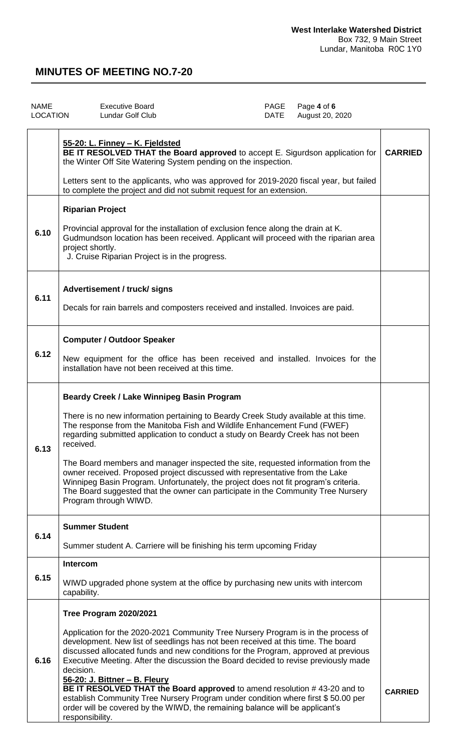**West Interlake Watershed District**
Box 732, 9 Main Street
Lundar, Manitoba R0C 1Y0

# MINUTES OF MEETING NO.7-20

| | | | |
|---|---|---|---|
| NAME | Executive Board | PAGE | Page **4** of **6** |
| LOCATION | Lundar Golf Club | DATE | August 20, 2020 |

| | | |
|---|---|---|
| | **55-20: L. Finney – K. Fjeldsted**<br>**BE IT RESOLVED THAT the Board approved** to accept E. Sigurdson application for the Winter Off Site Watering System pending on the inspection.<br><br>Letters sent to the applicants, who was approved for 2019-2020 fiscal year, but failed to complete the project and did not submit request for an extension. | **CARRIED** |
| **6.10** | **Riparian Project**<br><br>Provincial approval for the installation of exclusion fence along the drain at K. Gudmundson location has been received. Applicant will proceed with the riparian area project shortly.<br>J. Cruise Riparian Project is in the progress. | |
| **6.11** | **Advertisement / truck/ signs**<br><br>Decals for rain barrels and composters received and installed. Invoices are paid. | |
| **6.12** | **Computer / Outdoor Speaker**<br><br>New equipment for the office has been received and installed. Invoices for the installation have not been received at this time. | |
| **6.13** | **Beardy Creek / Lake Winnipeg Basin Program**<br><br>There is no new information pertaining to Beardy Creek Study available at this time. The response from the Manitoba Fish and Wildlife Enhancement Fund (FWEF) regarding submitted application to conduct a study on Beardy Creek has not been received.<br><br>The Board members and manager inspected the site, requested information from the owner received. Proposed project discussed with representative from the Lake Winnipeg Basin Program. Unfortunately, the project does not fit program's criteria. The Board suggested that the owner can participate in the Community Tree Nursery Program through WIWD. | |
| **6.14** | **Summer Student**<br><br>Summer student A. Carriere will be finishing his term upcoming Friday | |
| **6.15** | **Intercom**<br><br>WIWD upgraded phone system at the office by purchasing new units with intercom capability. | |
| **6.16** | **Tree Program 2020/2021**<br><br>Application for the 2020-2021 Community Tree Nursery Program is in the process of development. New list of seedlings has not been received at this time. The board discussed allocated funds and new conditions for the Program, approved at previous Executive Meeting. After the discussion the Board decided to revise previously made decision.<br>**56-20: J. Bittner – B. Fleury**<br>**BE IT RESOLVED THAT the Board approved** to amend resolution # 43-20 and to establish Community Tree Nursery Program under condition where first $ 50.00 per order will be covered by the WIWD, the remaining balance will be applicant's responsibility. | **CARRIED** |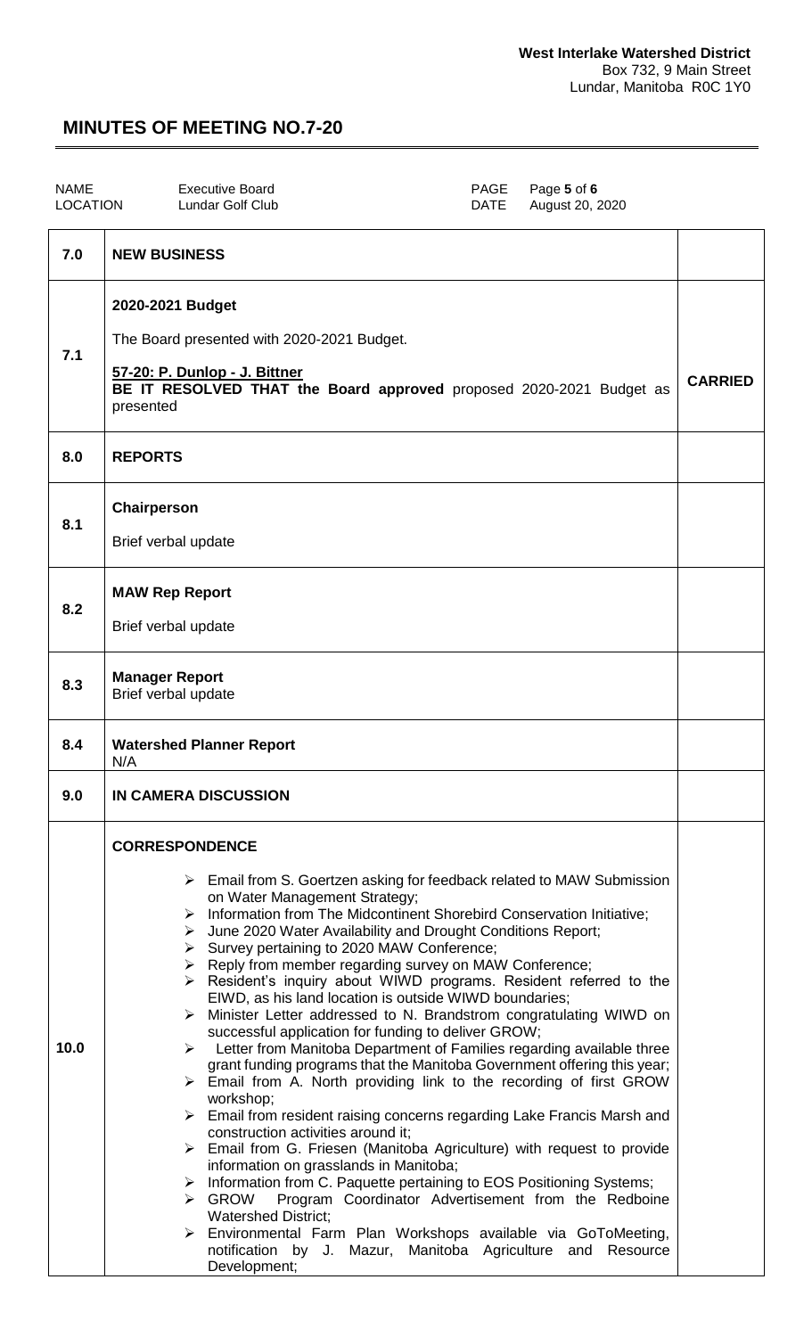**West Interlake Watershed District**
Box 732, 9 Main Street
Lundar, Manitoba R0C 1Y0

# MINUTES OF MEETING NO.7-20

| NAME | Executive Board | PAGE | Page **5** of **6** |
|---|---|---|---|
| LOCATION | Lundar Golf Club | DATE | August 20, 2020 |

| | | |
|---|---|---|
| **7.0** | **NEW BUSINESS** | |
| **7.1** | **2020-2021 Budget**<br><br>The Board presented with 2020-2021 Budget.<br><br>**57-20: P. Dunlop - J. Bittner**<br>**BE IT RESOLVED THAT the Board approved** proposed 2020-2021 Budget as presented | **CARRIED** |
| **8.0** | **REPORTS** | |
| **8.1** | **Chairperson**<br><br>Brief verbal update | |
| **8.2** | **MAW Rep Report**<br><br>Brief verbal update | |
| **8.3** | **Manager Report**<br>Brief verbal update | |
| **8.4** | **Watershed Planner Report**<br>N/A | |
| **9.0** | **IN CAMERA DISCUSSION** | |
| **10.0** | **CORRESPONDENCE**<br><br>➢ Email from S. Goertzen asking for feedback related to MAW Submission on Water Management Strategy;<br>➢ Information from The Midcontinent Shorebird Conservation Initiative;<br>➢ June 2020 Water Availability and Drought Conditions Report;<br>➢ Survey pertaining to 2020 MAW Conference;<br>➢ Reply from member regarding survey on MAW Conference;<br>➢ Resident's inquiry about WIWD programs. Resident referred to the EIWD, as his land location is outside WIWD boundaries;<br>➢ Minister Letter addressed to N. Brandstrom congratulating WIWD on successful application for funding to deliver GROW;<br>➢ Letter from Manitoba Department of Families regarding available three grant funding programs that the Manitoba Government offering this year;<br>➢ Email from A. North providing link to the recording of first GROW workshop;<br>➢ Email from resident raising concerns regarding Lake Francis Marsh and construction activities around it;<br>➢ Email from G. Friesen (Manitoba Agriculture) with request to provide information on grasslands in Manitoba;<br>➢ Information from C. Paquette pertaining to EOS Positioning Systems;<br>➢ GROW Program Coordinator Advertisement from the Redboine Watershed District;<br>➢ Environmental Farm Plan Workshops available via GoToMeeting, notification by J. Mazur, Manitoba Agriculture and Resource Development; | |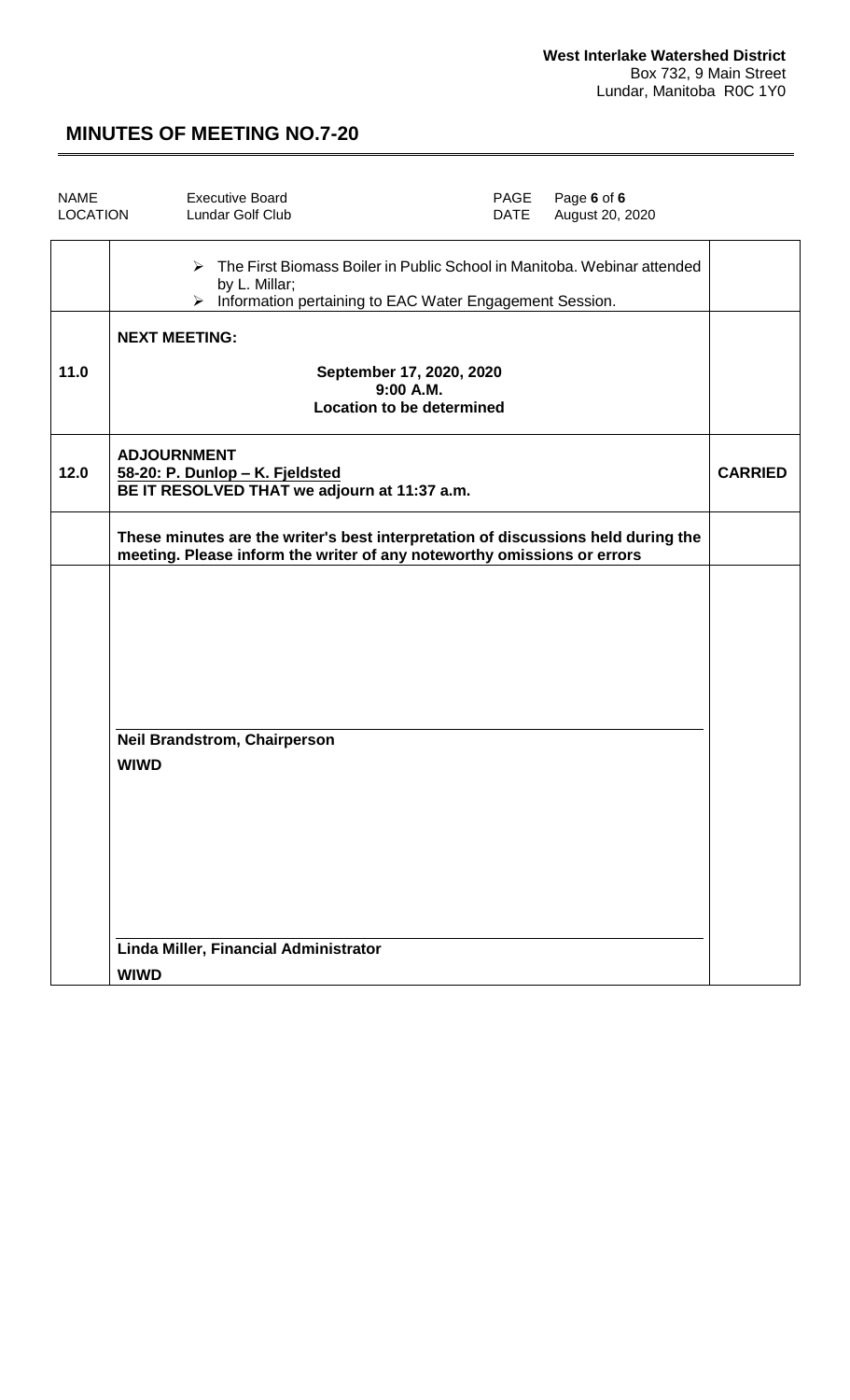**West Interlake Watershed District**
Box 732, 9 Main Street
Lundar, Manitoba R0C 1Y0

# MINUTES OF MEETING NO.7-20

| | | | |
|---|---|---|---|
| NAME | Executive Board | PAGE | Page **6** of **6** |
| LOCATION | Lundar Golf Club | DATE | August 20, 2020 |

| | | |
|---|---|---|
| | ➢ The First Biomass Boiler in Public School in Manitoba. Webinar attended by L. Millar;<br>➢ Information pertaining to EAC Water Engagement Session. | |
| **11.0** | **NEXT MEETING:**<br>**September 17, 2020, 2020**<br>**9:00 A.M.**<br>**Location to be determined** | |
| **12.0** | **ADJOURNMENT**<br>**58-20: P. Dunlop – K. Fjeldsted**<br>**BE IT RESOLVED THAT we adjourn at 11:37 a.m.** | **CARRIED** |
| | **These minutes are the writer's best interpretation of discussions held during the meeting. Please inform the writer of any noteworthy omissions or errors** | |
| | **Neil Brandstrom, Chairperson**<br>**WIWD**<br><br>**Linda Miller, Financial Administrator**<br>**WIWD** | |